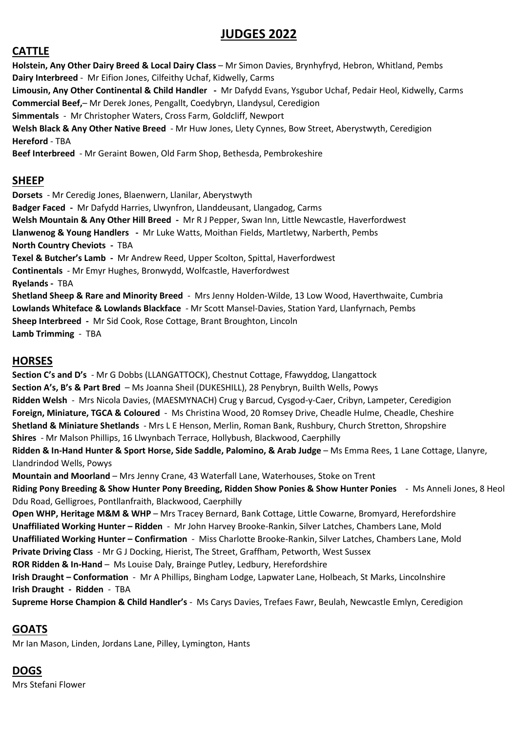# JUDGES 2022

## CATTLE

**Holstein, Any Other Dairy Breed & Local Dairy Class** – Mr Simon Davies, Brynhyfryd, Hebron, Whitland, Pembs
**Dairy Interbreed** - Mr Eifion Jones, Cilfeithy Uchaf, Kidwelly, Carms
**Limousin, Any Other Continental & Child Handler -** Mr Dafydd Evans, Ysgubor Uchaf, Pedair Heol, Kidwelly, Carms
**Commercial Beef,**– Mr Derek Jones, Pengallt, Coedybryn, Llandysul, Ceredigion
**Simmentals** - Mr Christopher Waters, Cross Farm, Goldcliff, Newport
**Welsh Black & Any Other Native Breed** - Mr Huw Jones, Llety Cynnes, Bow Street, Aberystwyth, Ceredigion
**Hereford** - TBA
**Beef Interbreed** - Mr Geraint Bowen, Old Farm Shop, Bethesda, Pembrokeshire

## SHEEP

**Dorsets** - Mr Ceredig Jones, Blaenwern, Llanilar, Aberystwyth
**Badger Faced -** Mr Dafydd Harries, Llwynfron, Llanddeusant, Llangadog, Carms
**Welsh Mountain & Any Other Hill Breed -** Mr R J Pepper, Swan Inn, Little Newcastle, Haverfordwest
**Llanwenog & Young Handlers -** Mr Luke Watts, Moithan Fields, Martletwy, Narberth, Pembs
**North Country Cheviots -** TBA
**Texel & Butcher's Lamb -** Mr Andrew Reed, Upper Scolton, Spittal, Haverfordwest
**Continentals** - Mr Emyr Hughes, Bronwydd, Wolfcastle, Haverfordwest
**Ryelands -** TBA
**Shetland Sheep & Rare and Minority Breed** - Mrs Jenny Holden-Wilde, 13 Low Wood, Haverthwaite, Cumbria
**Lowlands Whiteface & Lowlands Blackface** - Mr Scott Mansel-Davies, Station Yard, Llanfyrnach, Pembs
**Sheep Interbreed -** Mr Sid Cook, Rose Cottage, Brant Broughton, Lincoln
**Lamb Trimming** - TBA

## HORSES

**Section C's and D's** - Mr G Dobbs (LLANGATTOCK), Chestnut Cottage, Ffawyddog, Llangattock
**Section A's, B's & Part Bred** – Ms Joanna Sheil (DUKESHILL), 28 Penybryn, Builth Wells, Powys
**Ridden Welsh** - Mrs Nicola Davies, (MAESMYNACH) Crug y Barcud, Cysgod-y-Caer, Cribyn, Lampeter, Ceredigion
**Foreign, Miniature, TGCA & Coloured** - Ms Christina Wood, 20 Romsey Drive, Cheadle Hulme, Cheadle, Cheshire
**Shetland & Miniature Shetlands** - Mrs L E Henson, Merlin, Roman Bank, Rushbury, Church Stretton, Shropshire
**Shires** - Mr Malson Phillips, 16 Llwynbach Terrace, Hollybush, Blackwood, Caerphilly
**Ridden & In-Hand Hunter & Sport Horse, Side Saddle, Palomino, & Arab Judge** – Ms Emma Rees, 1 Lane Cottage, Llanyre, Llandrindod Wells, Powys
**Mountain and Moorland** – Mrs Jenny Crane, 43 Waterfall Lane, Waterhouses, Stoke on Trent
**Riding Pony Breeding & Show Hunter Pony Breeding, Ridden Show Ponies & Show Hunter Ponies** - Ms Anneli Jones, 8 Heol Ddu Road, Gelligroes, Pontllanfraith, Blackwood, Caerphilly
**Open WHP, Heritage M&M & WHP** – Mrs Tracey Bernard, Bank Cottage, Little Cowarne, Bromyard, Herefordshire
**Unaffiliated Working Hunter – Ridden** - Mr John Harvey Brooke-Rankin, Silver Latches, Chambers Lane, Mold
**Unaffiliated Working Hunter – Confirmation** - Miss Charlotte Brooke-Rankin, Silver Latches, Chambers Lane, Mold
**Private Driving Class** - Mr G J Docking, Hierist, The Street, Graffham, Petworth, West Sussex
**ROR Ridden & In-Hand** – Ms Louise Daly, Brainge Putley, Ledbury, Herefordshire
**Irish Draught – Conformation** - Mr A Phillips, Bingham Lodge, Lapwater Lane, Holbeach, St Marks, Lincolnshire
**Irish Draught - Ridden** - TBA
**Supreme Horse Champion & Child Handler's** - Ms Carys Davies, Trefaes Fawr, Beulah, Newcastle Emlyn, Ceredigion

## GOATS

Mr Ian Mason, Linden, Jordans Lane, Pilley, Lymington, Hants

## DOGS

Mrs Stefani Flower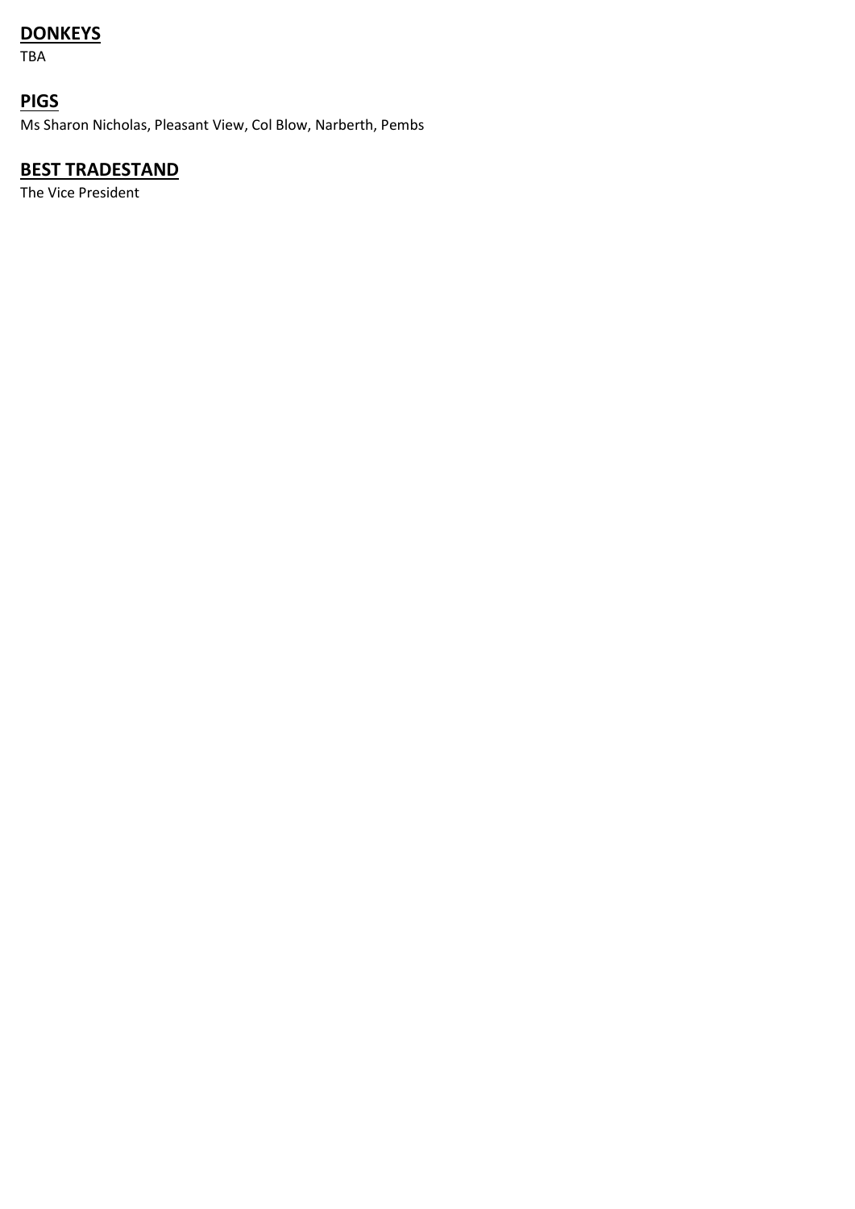**DONKEYS**

TBA

**PIGS**

Ms Sharon Nicholas, Pleasant View, Col Blow, Narberth, Pembs

**BEST TRADESTAND**

The Vice President